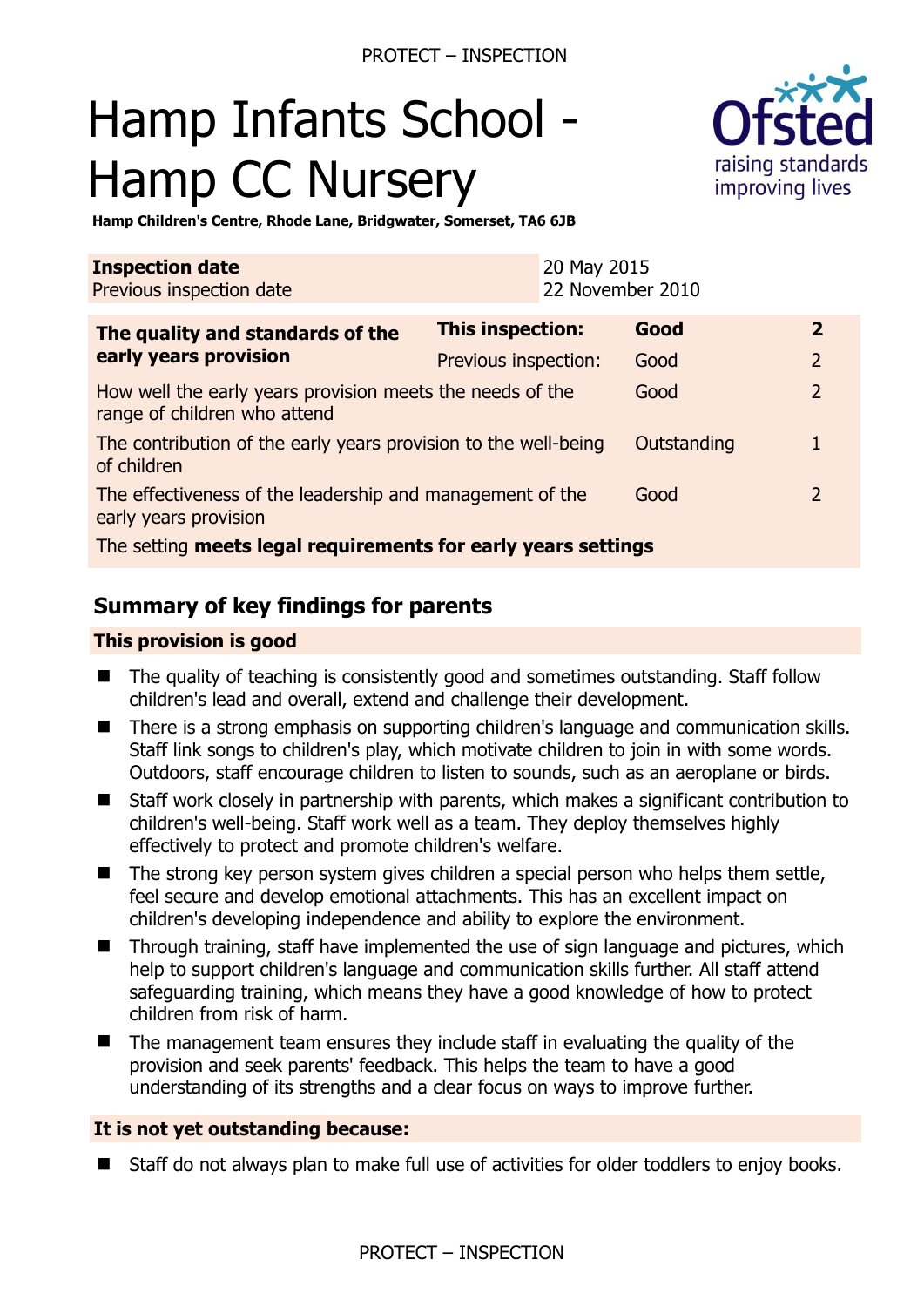# Hamp Infants School - Hamp CC Nursery

**Hamp Children's Centre, Rhode Lane, Bridgwater, Somerset, TA6 6JB**

| **Inspection date** | 20 May 2015 |
|---|---|
| Previous inspection date | 22 November 2010 |

| **The quality and standards of the early years provision** | **This inspection:** | **Good** | **2** |
|---|---|---|---|
| | Previous inspection: | Good | 2 |
| How well the early years provision meets the needs of the range of children who attend | | Good | 2 |
| The contribution of the early years provision to the well-being of children | | Outstanding | 1 |
| The effectiveness of the leadership and management of the early years provision | | Good | 2 |
| The setting **meets legal requirements for early years settings** | | | |

## Summary of key findings for parents

### This provision is good

- The quality of teaching is consistently good and sometimes outstanding. Staff follow children's lead and overall, extend and challenge their development.
- There is a strong emphasis on supporting children's language and communication skills. Staff link songs to children's play, which motivate children to join in with some words. Outdoors, staff encourage children to listen to sounds, such as an aeroplane or birds.
- Staff work closely in partnership with parents, which makes a significant contribution to children's well-being. Staff work well as a team. They deploy themselves highly effectively to protect and promote children's welfare.
- The strong key person system gives children a special person who helps them settle, feel secure and develop emotional attachments. This has an excellent impact on children's developing independence and ability to explore the environment.
- Through training, staff have implemented the use of sign language and pictures, which help to support children's language and communication skills further. All staff attend safeguarding training, which means they have a good knowledge of how to protect children from risk of harm.
- The management team ensures they include staff in evaluating the quality of the provision and seek parents' feedback. This helps the team to have a good understanding of its strengths and a clear focus on ways to improve further.

### It is not yet outstanding because:

- Staff do not always plan to make full use of activities for older toddlers to enjoy books.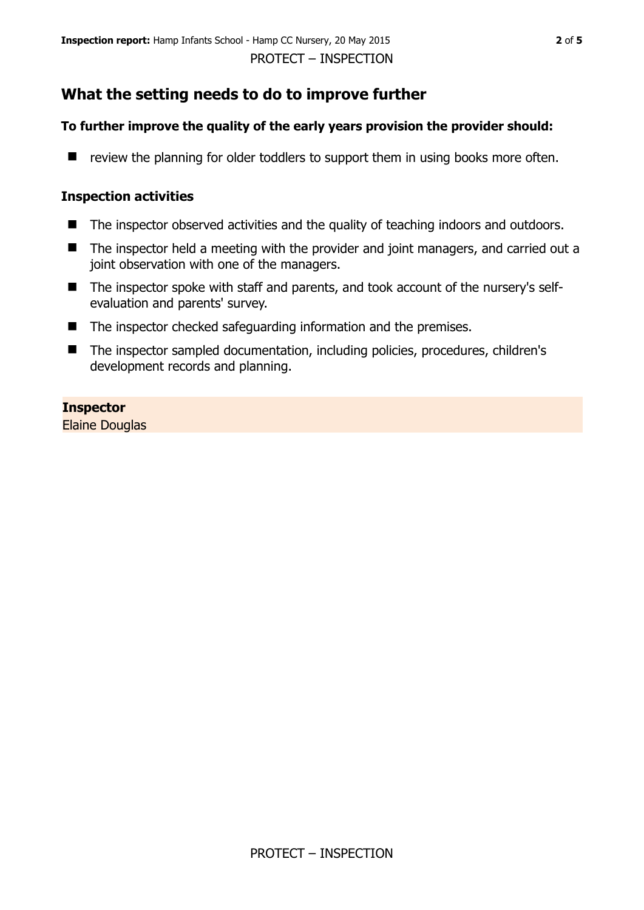## What the setting needs to do to improve further

**To further improve the quality of the early years provision the provider should:**

- review the planning for older toddlers to support them in using books more often.

### Inspection activities

- The inspector observed activities and the quality of teaching indoors and outdoors.
- The inspector held a meeting with the provider and joint managers, and carried out a joint observation with one of the managers.
- The inspector spoke with staff and parents, and took account of the nursery's self-evaluation and parents' survey.
- The inspector checked safeguarding information and the premises.
- The inspector sampled documentation, including policies, procedures, children's development records and planning.

**Inspector**
Elaine Douglas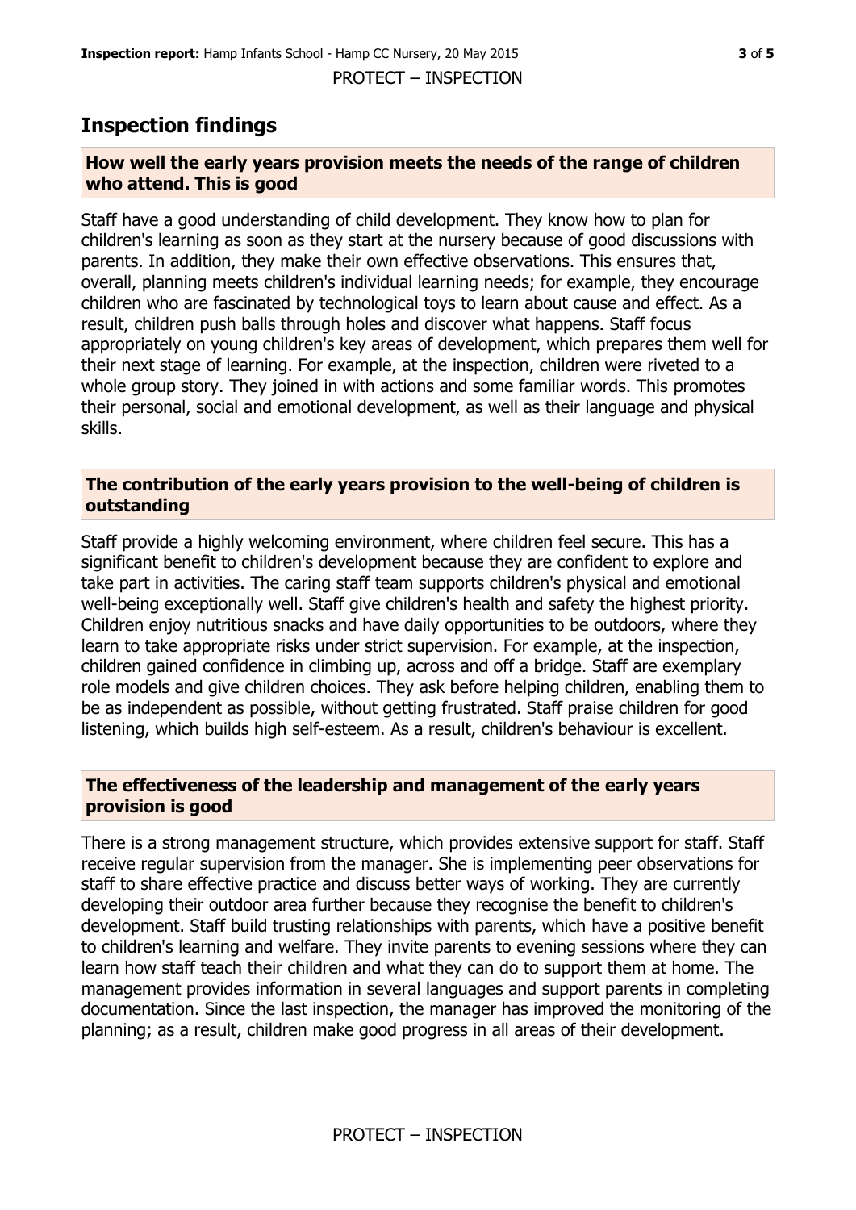## Inspection findings

### How well the early years provision meets the needs of the range of children who attend. This is good

Staff have a good understanding of child development. They know how to plan for children's learning as soon as they start at the nursery because of good discussions with parents. In addition, they make their own effective observations. This ensures that, overall, planning meets children's individual learning needs; for example, they encourage children who are fascinated by technological toys to learn about cause and effect. As a result, children push balls through holes and discover what happens. Staff focus appropriately on young children's key areas of development, which prepares them well for their next stage of learning. For example, at the inspection, children were riveted to a whole group story. They joined in with actions and some familiar words. This promotes their personal, social and emotional development, as well as their language and physical skills.

### The contribution of the early years provision to the well-being of children is outstanding

Staff provide a highly welcoming environment, where children feel secure. This has a significant benefit to children's development because they are confident to explore and take part in activities. The caring staff team supports children's physical and emotional well-being exceptionally well. Staff give children's health and safety the highest priority. Children enjoy nutritious snacks and have daily opportunities to be outdoors, where they learn to take appropriate risks under strict supervision. For example, at the inspection, children gained confidence in climbing up, across and off a bridge. Staff are exemplary role models and give children choices. They ask before helping children, enabling them to be as independent as possible, without getting frustrated. Staff praise children for good listening, which builds high self-esteem. As a result, children's behaviour is excellent.

### The effectiveness of the leadership and management of the early years provision is good

There is a strong management structure, which provides extensive support for staff. Staff receive regular supervision from the manager. She is implementing peer observations for staff to share effective practice and discuss better ways of working. They are currently developing their outdoor area further because they recognise the benefit to children's development. Staff build trusting relationships with parents, which have a positive benefit to children's learning and welfare. They invite parents to evening sessions where they can learn how staff teach their children and what they can do to support them at home. The management provides information in several languages and support parents in completing documentation. Since the last inspection, the manager has improved the monitoring of the planning; as a result, children make good progress in all areas of their development.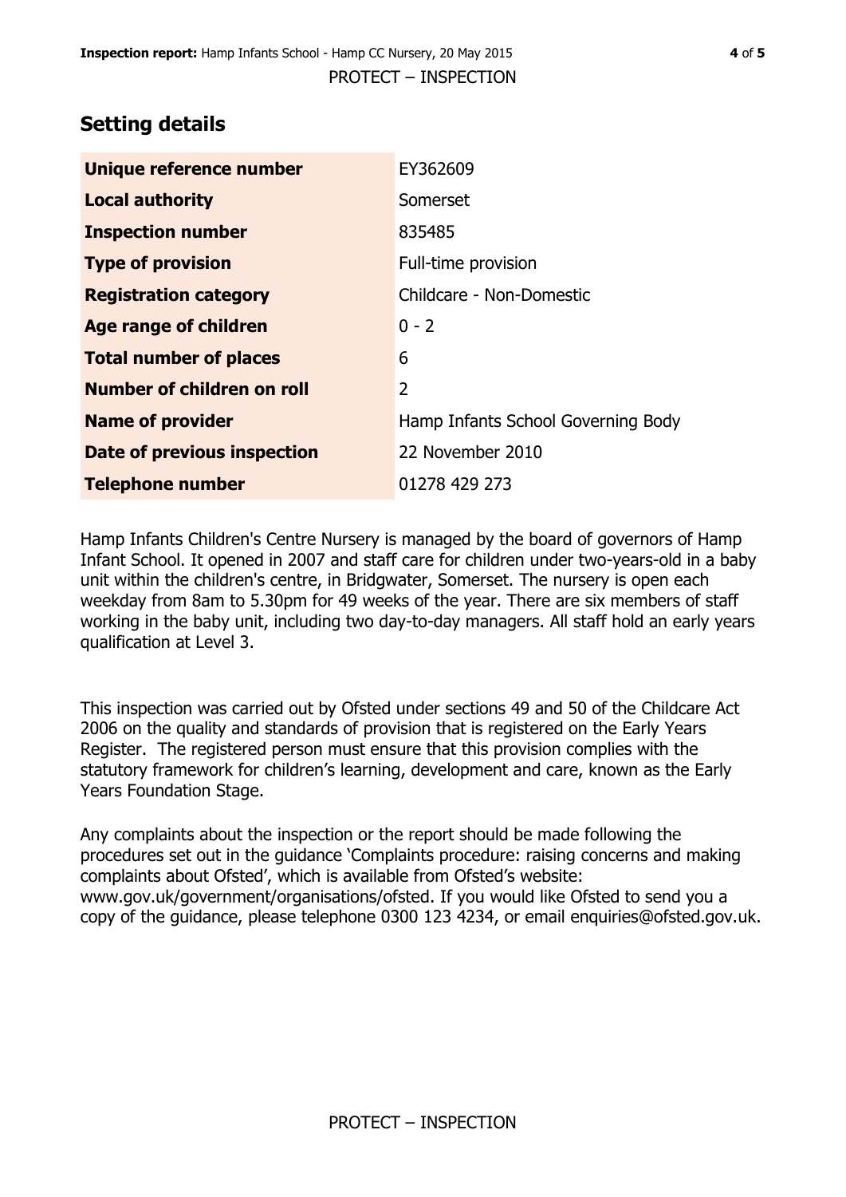## Setting details

| | |
|---|---|
| **Unique reference number** | EY362609 |
| **Local authority** | Somerset |
| **Inspection number** | 835485 |
| **Type of provision** | Full-time provision |
| **Registration category** | Childcare - Non-Domestic |
| **Age range of children** | 0 - 2 |
| **Total number of places** | 6 |
| **Number of children on roll** | 2 |
| **Name of provider** | Hamp Infants School Governing Body |
| **Date of previous inspection** | 22 November 2010 |
| **Telephone number** | 01278 429 273 |

Hamp Infants Children's Centre Nursery is managed by the board of governors of Hamp Infant School. It opened in 2007 and staff care for children under two-years-old in a baby unit within the children's centre, in Bridgwater, Somerset. The nursery is open each weekday from 8am to 5.30pm for 49 weeks of the year. There are six members of staff working in the baby unit, including two day-to-day managers. All staff hold an early years qualification at Level 3.

This inspection was carried out by Ofsted under sections 49 and 50 of the Childcare Act 2006 on the quality and standards of provision that is registered on the Early Years Register. The registered person must ensure that this provision complies with the statutory framework for children's learning, development and care, known as the Early Years Foundation Stage.

Any complaints about the inspection or the report should be made following the procedures set out in the guidance 'Complaints procedure: raising concerns and making complaints about Ofsted', which is available from Ofsted's website: www.gov.uk/government/organisations/ofsted. If you would like Ofsted to send you a copy of the guidance, please telephone 0300 123 4234, or email enquiries@ofsted.gov.uk.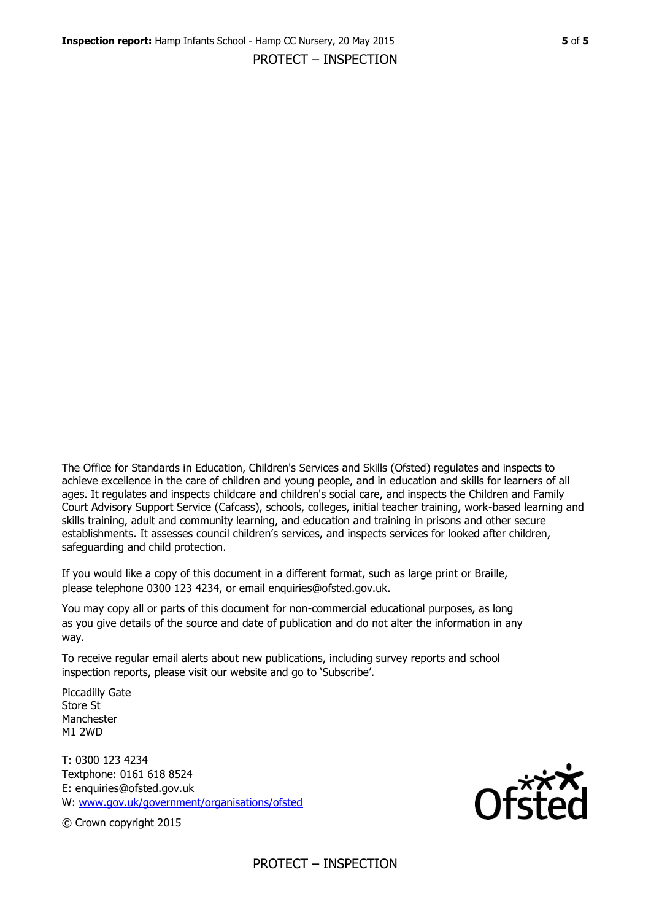The Office for Standards in Education, Children's Services and Skills (Ofsted) regulates and inspects to achieve excellence in the care of children and young people, and in education and skills for learners of all ages. It regulates and inspects childcare and children's social care, and inspects the Children and Family Court Advisory Support Service (Cafcass), schools, colleges, initial teacher training, work-based learning and skills training, adult and community learning, and education and training in prisons and other secure establishments. It assesses council children's services, and inspects services for looked after children, safeguarding and child protection.

If you would like a copy of this document in a different format, such as large print or Braille, please telephone 0300 123 4234, or email enquiries@ofsted.gov.uk.

You may copy all or parts of this document for non-commercial educational purposes, as long as you give details of the source and date of publication and do not alter the information in any way.

To receive regular email alerts about new publications, including survey reports and school inspection reports, please visit our website and go to 'Subscribe'.

Piccadilly Gate
Store St
Manchester
M1 2WD

T: 0300 123 4234
Textphone: 0161 618 8524
E: enquiries@ofsted.gov.uk
W: [www.gov.uk/government/organisations/ofsted](http://www.gov.uk/government/organisations/ofsted)

© Crown copyright 2015